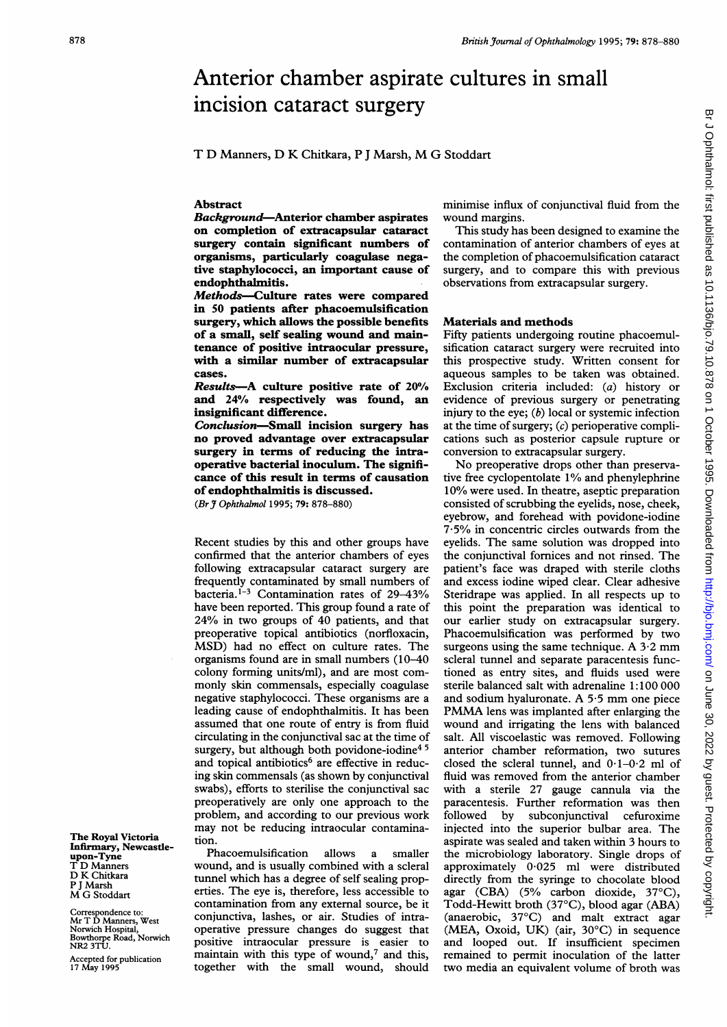# Anterior chamber aspirate cultures in small incision cataract surgery

T D Manners, D K Chitkara, P J Marsh, M G Stoddart

## Abstract

***Background***—**Anterior chamber aspirates on completion of extracapsular cataract surgery contain significant numbers of organisms, particularly coagulase negative staphylococci, an important cause of endophthalmitis.**

***Methods***—**Culture rates were compared in 50 patients after phacoemulsification surgery, which allows the possible benefits of a small, self sealing wound and maintenance of positive intraocular pressure, with a similar number of extracapsular cases.**

***Results***—**A culture positive rate of 20% and 24% respectively was found, an insignificant difference.**

***Conclusion***—**Small incision surgery has no proved advantage over extracapsular surgery in terms of reducing the intraoperative bacterial inoculum. The significance of this result in terms of causation of endophthalmitis is discussed.**

(*Br J Ophthalmol* 1995; **79:** 878–880)

Recent studies by this and other groups have confirmed that the anterior chambers of eyes following extracapsular cataract surgery are frequently contaminated by small numbers of bacteria.[1–3] Contamination rates of 29–43% have been reported. This group found a rate of 24% in two groups of 40 patients, and that preoperative topical antibiotics (norfloxacin, MSD) had no effect on culture rates. The organisms found are in small numbers (10–40 colony forming units/ml), and are most commonly skin commensals, especially coagulase negative staphylococci. These organisms are a leading cause of endophthalmitis. It has been assumed that one route of entry is from fluid circulating in the conjunctival sac at the time of surgery, but although both povidone-iodine[4 5] and topical antibiotics[6] are effective in reducing skin commensals (as shown by conjunctival swabs), efforts to sterilise the conjunctival sac preoperatively are only one approach to the problem, and according to our previous work may not be reducing intraocular contamination.

Phacoemulsification allows a smaller wound, and is usually combined with a scleral tunnel which has a degree of self sealing properties. The eye is, therefore, less accessible to contamination from any external source, be it conjunctiva, lashes, or air. Studies of intraoperative pressure changes do suggest that positive intraocular pressure is easier to maintain with this type of wound,[7] and this, together with the small wound, should minimise influx of conjunctival fluid from the wound margins.

This study has been designed to examine the contamination of anterior chambers of eyes at the completion of phacoemulsification cataract surgery, and to compare this with previous observations from extracapsular surgery.

## Materials and methods

Fifty patients undergoing routine phacoemulsification cataract surgery were recruited into this prospective study. Written consent for aqueous samples to be taken was obtained. Exclusion criteria included: (*a*) history or evidence of previous surgery or penetrating injury to the eye; (*b*) local or systemic infection at the time of surgery; (*c*) perioperative complications such as posterior capsule rupture or conversion to extracapsular surgery.

No preoperative drops other than preservative free cyclopentolate 1% and phenylephrine 10% were used. In theatre, aseptic preparation consisted of scrubbing the eyelids, nose, cheek, eyebrow, and forehead with povidone-iodine 7·5% in concentric circles outwards from the eyelids. The same solution was dropped into the conjunctival fornices and not rinsed. The patient's face was draped with sterile cloths and excess iodine wiped clear. Clear adhesive Steridrape was applied. In all respects up to this point the preparation was identical to our earlier study on extracapsular surgery. Phacoemulsification was performed by two surgeons using the same technique. A 3·2 mm scleral tunnel and separate paracentesis functioned as entry sites, and fluids used were sterile balanced salt with adrenaline 1:100 000 and sodium hyaluronate. A 5·5 mm one piece PMMA lens was implanted after enlarging the wound and irrigating the lens with balanced salt. All viscoelastic was removed. Following anterior chamber reformation, two sutures closed the scleral tunnel, and 0·1–0·2 ml of fluid was removed from the anterior chamber with a sterile 27 gauge cannula via the paracentesis. Further reformation was then followed by subconjunctival cefuroxime injected into the superior bulbar area. The aspirate was sealed and taken within 3 hours to the microbiology laboratory. Single drops of approximately 0·025 ml were distributed directly from the syringe to chocolate blood agar (CBA) (5% carbon dioxide, 37°C), Todd-Hewitt broth (37°C), blood agar (ABA) (anaerobic, 37°C) and malt extract agar (MEA, Oxoid, UK) (air, 30°C) in sequence and looped out. If insufficient specimen remained to permit inoculation of the latter two media an equivalent volume of broth was

The Royal Victoria Infirmary, Newcastle-upon-Tyne
T D Manners
D K Chitkara
P J Marsh
M G Stoddart

Correspondence to: Mr T D Manners, West Norwich Hospital, Bowthorpe Road, Norwich NR2 3TU.

Accepted for publication 17 May 1995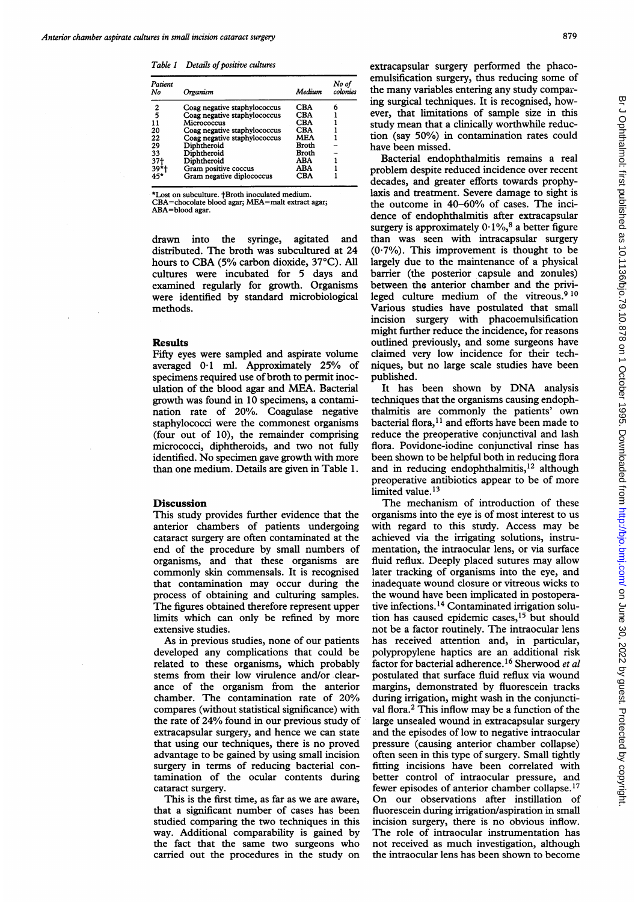Table 1 Details of positive cultures

| Patient No | Organism | Medium | No of colonies |
|---|---|---|---|
| 2 | Coag negative staphylococcus | CBA | 6 |
| 5 | Coag negative staphylococcus | CBA | 1 |
| 11 | Micrococcus | CBA | 1 |
| 20 | Coag negative staphylococcus | CBA | 1 |
| 22 | Coag negative staphylococcus | MEA | 1 |
| 29 | Diphtheroid | Broth | – |
| 33 | Diphtheroid | Broth | – |
| 37† | Diphtheroid | ABA | 1 |
| 39*† | Gram positive coccus | ABA | 1 |
| 45* | Gram negative diplococcus | CBA | 1 |

*Lost on subculture. †Broth inoculated medium.
CBA=chocolate blood agar; MEA=malt extract agar; ABA=blood agar.

drawn into the syringe, agitated and distributed. The broth was subcultured at 24 hours to CBA (5% carbon dioxide, 37°C). All cultures were incubated for 5 days and examined regularly for growth. Organisms were identified by standard microbiological methods.

## Results

Fifty eyes were sampled and aspirate volume averaged 0·1 ml. Approximately 25% of specimens required use of broth to permit inoculation of the blood agar and MEA. Bacterial growth was found in 10 specimens, a contamination rate of 20%. Coagulase negative staphylococci were the commonest organisms (four out of 10), the remainder comprising micrococci, diphtheroids, and two not fully identified. No specimen gave growth with more than one medium. Details are given in Table 1.

## Discussion

This study provides further evidence that the anterior chambers of patients undergoing cataract surgery are often contaminated at the end of the procedure by small numbers of organisms, and that these organisms are commonly skin commensals. It is recognised that contamination may occur during the process of obtaining and culturing samples. The figures obtained therefore represent upper limits which can only be refined by more extensive studies.

As in previous studies, none of our patients developed any complications that could be related to these organisms, which probably stems from their low virulence and/or clearance of the organism from the anterior chamber. The contamination rate of 20% compares (without statistical significance) with the rate of 24% found in our previous study of extracapsular surgery, and hence we can state that using our techniques, there is no proved advantage to be gained by using small incision surgery in terms of reducing bacterial contamination of the ocular contents during cataract surgery.

This is the first time, as far as we are aware, that a significant number of cases has been studied comparing the two techniques in this way. Additional comparability is gained by the fact that the same two surgeons who carried out the procedures in the study on extracapsular surgery performed the phacoemulsification surgery, thus reducing some of the many variables entering any study comparing surgical techniques. It is recognised, however, that limitations of sample size in this study mean that a clinically worthwhile reduction (say 50%) in contamination rates could have been missed.

Bacterial endophthalmitis remains a real problem despite reduced incidence over recent decades, and greater efforts towards prophylaxis and treatment. Severe damage to sight is the outcome in 40–60% of cases. The incidence of endophthalmitis after extracapsular surgery is approximately 0·1%,[8] a better figure than was seen with intracapsular surgery (0·7%). This improvement is thought to be largely due to the maintenance of a physical barrier (the posterior capsule and zonules) between the anterior chamber and the privileged culture medium of the vitreous.[9,10] Various studies have postulated that small incision surgery with phacoemulsification might further reduce the incidence, for reasons outlined previously, and some surgeons have claimed very low incidence for their techniques, but no large scale studies have been published.

It has been shown by DNA analysis techniques that the organisms causing endophthalmitis are commonly the patients' own bacterial flora,[11] and efforts have been made to reduce the preoperative conjunctival and lash flora. Povidone-iodine conjunctival rinse has been shown to be helpful both in reducing flora and in reducing endophthalmitis,[12] although preoperative antibiotics appear to be of more limited value.[13]

The mechanism of introduction of these organisms into the eye is of most interest to us with regard to this study. Access may be achieved via the irrigating solutions, instrumentation, the intraocular lens, or via surface fluid reflux. Deeply placed sutures may allow later tracking of organisms into the eye, and inadequate wound closure or vitreous wicks to the wound have been implicated in postoperative infections.[14] Contaminated irrigation solution has caused epidemic cases,[15] but should not be a factor routinely. The intraocular lens has received attention and, in particular, polypropylene haptics are an additional risk factor for bacterial adherence.[16] Sherwood *et al* postulated that surface fluid reflux via wound margins, demonstrated by fluorescein tracks during irrigation, might wash in the conjunctival flora.[2] This inflow may be a function of the large unsealed wound in extracapsular surgery and the episodes of low to negative intraocular pressure (causing anterior chamber collapse) often seen in this type of surgery. Small tightly fitting incisions have been correlated with better control of intraocular pressure, and fewer episodes of anterior chamber collapse.[17] On our observations after instillation of fluorescein during irrigation/aspiration in small incision surgery, there is no obvious inflow. The role of intraocular instrumentation has not received as much investigation, although the intraocular lens has been shown to become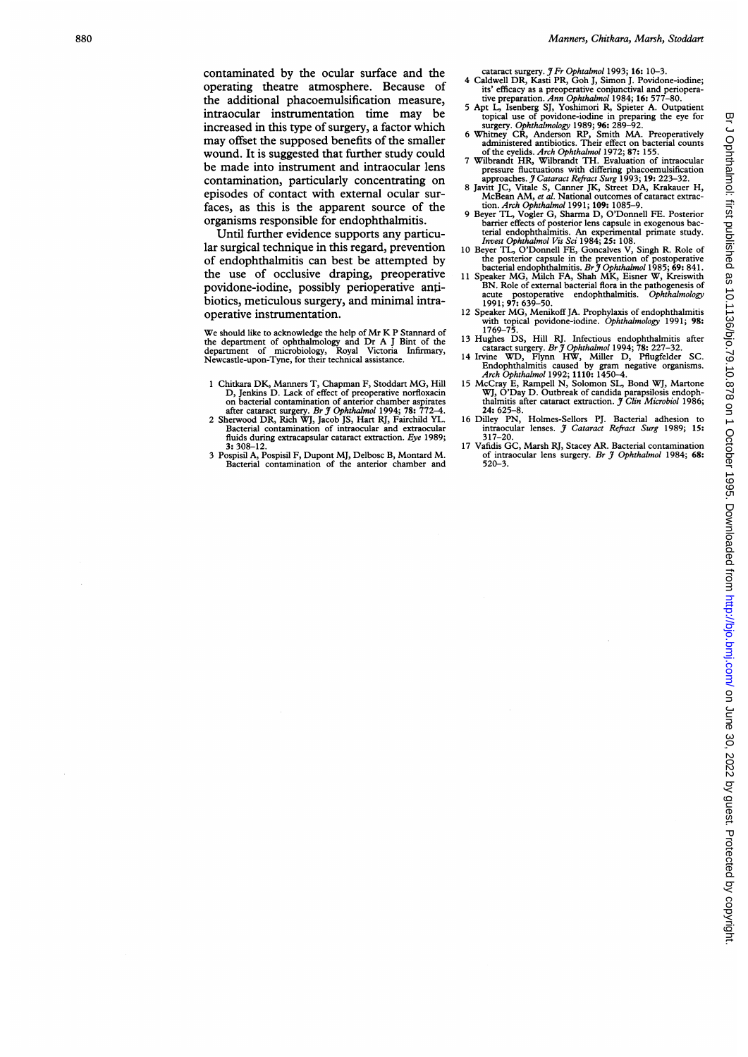contaminated by the ocular surface and the operating theatre atmosphere. Because of the additional phacoemulsification measure, intraocular instrumentation time may be increased in this type of surgery, a factor which may offset the supposed benefits of the smaller wound. It is suggested that further study could be made into instrument and intraocular lens contamination, particularly concentrating on episodes of contact with external ocular surfaces, as this is the apparent source of the organisms responsible for endophthalmitis.

Until further evidence supports any particular surgical technique in this regard, prevention of endophthalmitis can best be attempted by the use of occlusive draping, preoperative povidone-iodine, possibly perioperative antibiotics, meticulous surgery, and minimal intraoperative instrumentation.

We should like to acknowledge the help of Mr K P Stannard of the department of ophthalmology and Dr A J Bint of the department of microbiology, Royal Victoria Infirmary, Newcastle-upon-Tyne, for their technical assistance.

1 Chitkara DK, Manners T, Chapman F, Stoddart MG, Hill D, Jenkins D. Lack of effect of preoperative norfloxacin on bacterial contamination of anterior chamber aspirates after cataract surgery. *Br J Ophthalmol* 1994; **78:** 772–4.
2 Sherwood DR, Rich WJ, Jacob JS, Hart RJ, Fairchild YL. Bacterial contamination of intraocular and extraocular fluids during extracapsular cataract extraction. *Eye* 1989; **3:** 308–12.
3 Pospisil A, Pospisil F, Dupont MJ, Delbosc B, Montard M. Bacterial contamination of the anterior chamber and cataract surgery. *J Fr Ophtalmol* 1993; **16:** 10–3.
4 Caldwell DR, Kasti PR, Goh J, Simon J. Povidone-iodine; its' efficacy as a preoperative conjunctival and periocular preparation. *Ann Ophthalmol* 1984; **16:** 577–80.
5 Apt L, Isenberg SJ, Yoshimori R, Spieter A. Outpatient topical use of povidone-iodine in preparing the eye for surgery. *Ophthalmology* 1989; **96:** 289–92.
6 Whitney CR, Anderson RP, Smith MA. Preoperatively administered antibiotics. Their effect on bacterial counts of the eyelids. *Arch Ophthalmol* 1972; **87:** 155.
7 Wilbrandt HR, Wilbrandt TH. Evaluation of intraocular pressure fluctuations with differing phacoemulsification approaches. *J Cataract Refract Surg* 1993; **19:** 223–32.
8 Javitt JC, Vitale S, Canner JK, Street DA, Krakauer H, McBean AM, *et al*. National outcomes of cataract extraction. *Arch Ophthalmol* 1991; **109:** 1085–9.
9 Beyer TL, Vogler G, Sharma D, O'Donnell FE. Posterior barrier effects of posterior lens capsule in exogenous bacterial endophthalmitis. An experimental primate study. *Invest Ophthalmol Vis Sci* 1984; **25:** 108.
10 Beyer TL, O'Donnell FE, Goncalves V, Singh R. Role of the posterior capsule in the prevention of postoperative bacterial endophthalmitis. *Br J Ophthalmol* 1985; **69:** 841.
11 Speaker MG, Milch FA, Shah MK, Eisner W, Kreiswith BN. Role of external bacterial flora in the pathogenesis of acute postoperative endophthalmitis. *Ophthalmology* 1991; **97:** 639–50.
12 Speaker MG, Menikoff JA. Prophylaxis of endophthalmitis with topical povidone-iodine. *Ophthalmology* 1991; **98:** 1769–75.
13 Hughes DS, Hill RJ. Infectious endophthalmitis after cataract surgery. *Br J Ophthalmol* 1994; **78:** 227–32.
14 Irvine WD, Flynn HW, Miller D, Pflugfelder SC. Endophthalmitis caused by gram negative organisms. *Arch Ophthalmol* 1992; **1110:** 1450–4.
15 McCray E, Rampell N, Solomon SL, Bond WJ, Martone WJ, O'Day D. Outbreak of candida parapsilosis endophthalmitis after cataract extraction. *J Clin Microbiol* 1986; **24:** 625–8.
16 Dilley PN, Holmes-Sellors PJ. Bacterial adhesion to intraocular lenses. *J Cataract Refract Surg* 1989; **15:** 317–20.
17 Vafidis GC, Marsh RJ, Stacey AR. Bacterial contamination of intraocular lens surgery. *Br J Ophthalmol* 1984; **68:** 520–3.